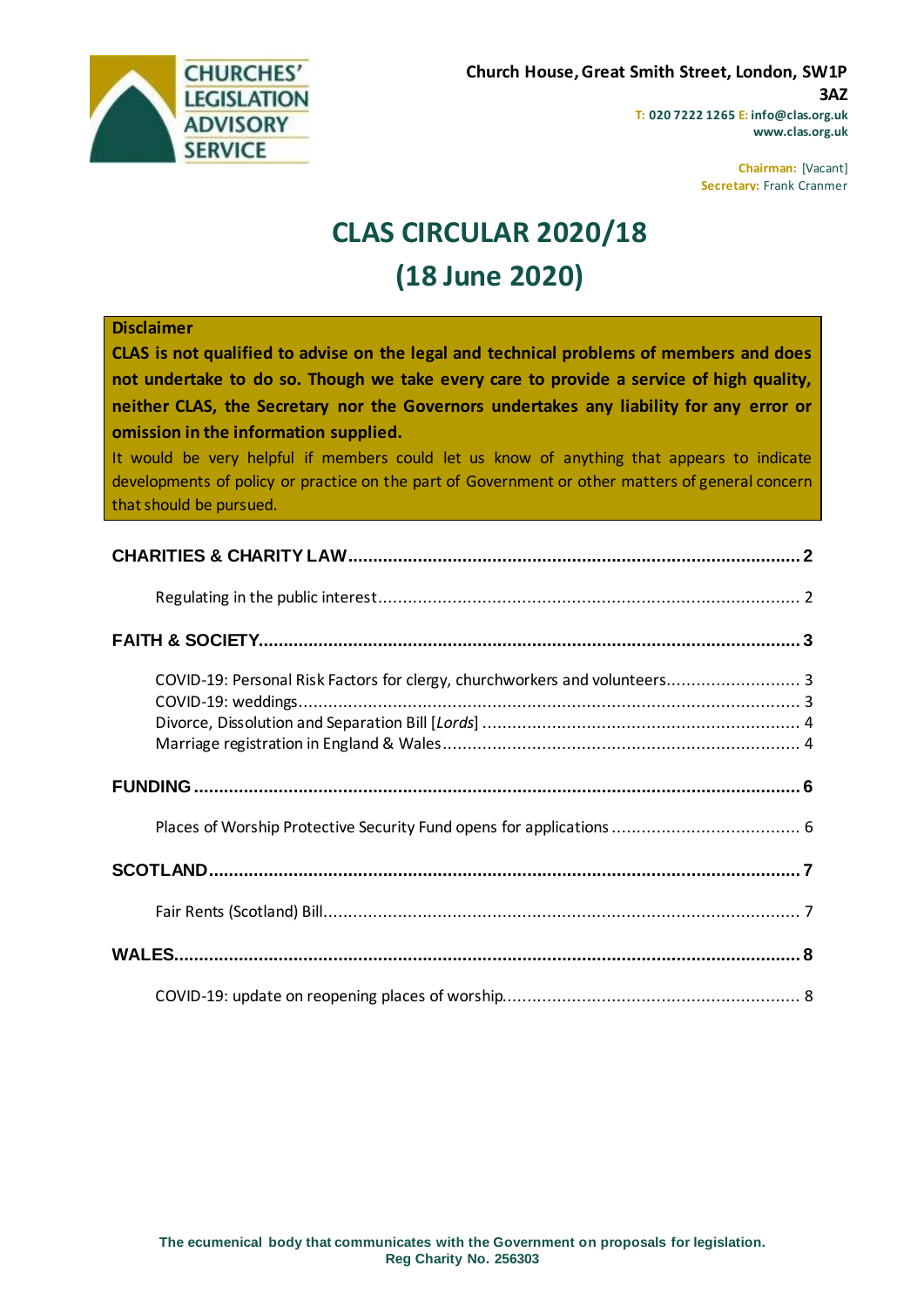**CHURCHES' LEGISLATION ADVISORY SERVICE**

**Church House, Great Smith Street, London, SW1P 3AZ**
**T: 020 7222 1265 E: info@clas.org.uk**
**www.clas.org.uk**

**Chairman:** [Vacant]
**Secretary:** Frank Cranmer

# CLAS CIRCULAR 2020/18
# (18 June 2020)

**Disclaimer**

**CLAS is not qualified to advise on the legal and technical problems of members and does not undertake to do so. Though we take every care to provide a service of high quality, neither CLAS, the Secretary nor the Governors undertakes any liability for any error or omission in the information supplied.**

It would be very helpful if members could let us know of anything that appears to indicate developments of policy or practice on the part of Government or other matters of general concern that should be pursued.

**CHARITIES & CHARITY LAW** .......... 2

- Regulating in the public interest .......... 2

**FAITH & SOCIETY** .......... 3

- COVID-19: Personal Risk Factors for clergy, churchworkers and volunteers .......... 3
- COVID-19: weddings .......... 3
- Divorce, Dissolution and Separation Bill [*Lords*] .......... 4
- Marriage registration in England & Wales .......... 4

**FUNDING** .......... 6

- Places of Worship Protective Security Fund opens for applications .......... 6

**SCOTLAND** .......... 7

- Fair Rents (Scotland) Bill .......... 7

**WALES** .......... 8

- COVID-19: update on reopening places of worship .......... 8

**The ecumenical body that communicates with the Government on proposals for legislation.**
**Reg Charity No. 256303**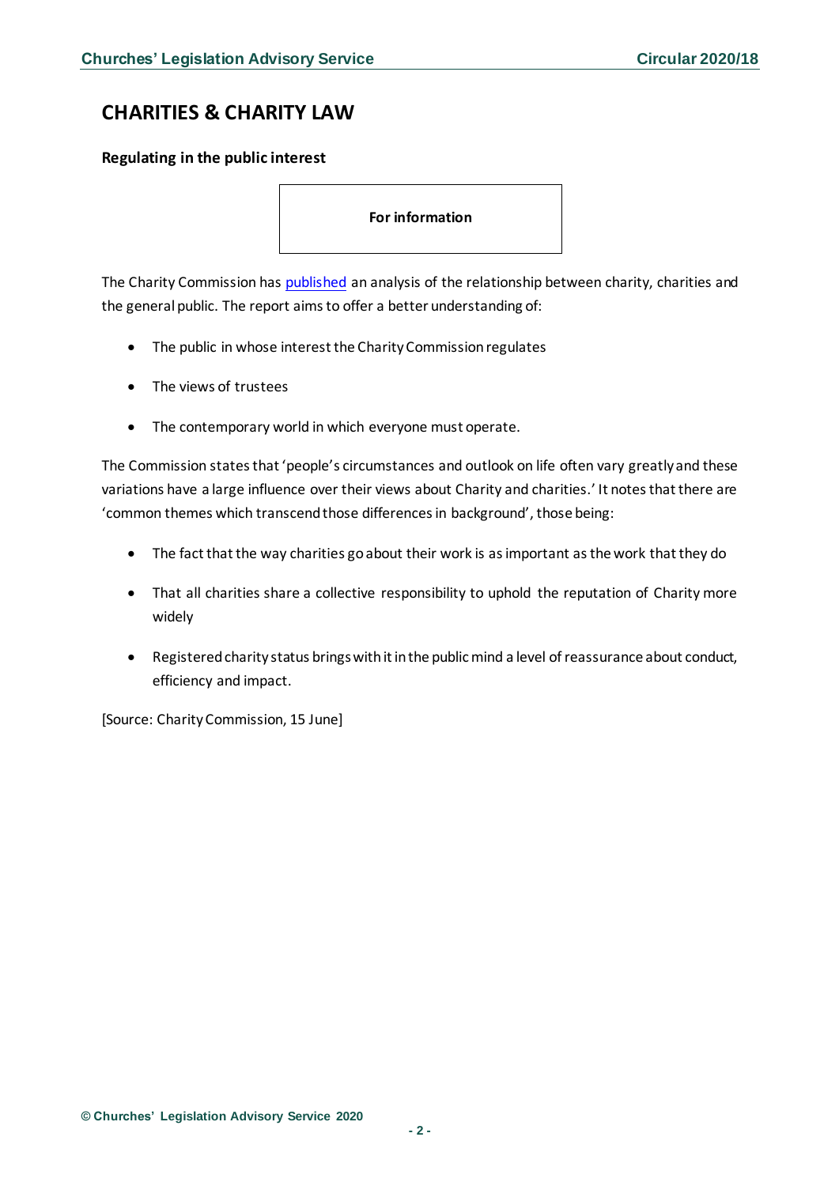# CHARITIES & CHARITY LAW

### Regulating in the public interest

**For information**

The Charity Commission has published an analysis of the relationship between charity, charities and the general public. The report aims to offer a better understanding of:

- The public in whose interest the Charity Commission regulates
- The views of trustees
- The contemporary world in which everyone must operate.

The Commission states that 'people's circumstances and outlook on life often vary greatly and these variations have a large influence over their views about Charity and charities.' It notes that there are 'common themes which transcend those differences in background', those being:

- The fact that the way charities go about their work is as important as the work that they do
- That all charities share a collective responsibility to uphold the reputation of Charity more widely
- Registered charity status brings with it in the public mind a level of reassurance about conduct, efficiency and impact.

[Source: Charity Commission, 15 June]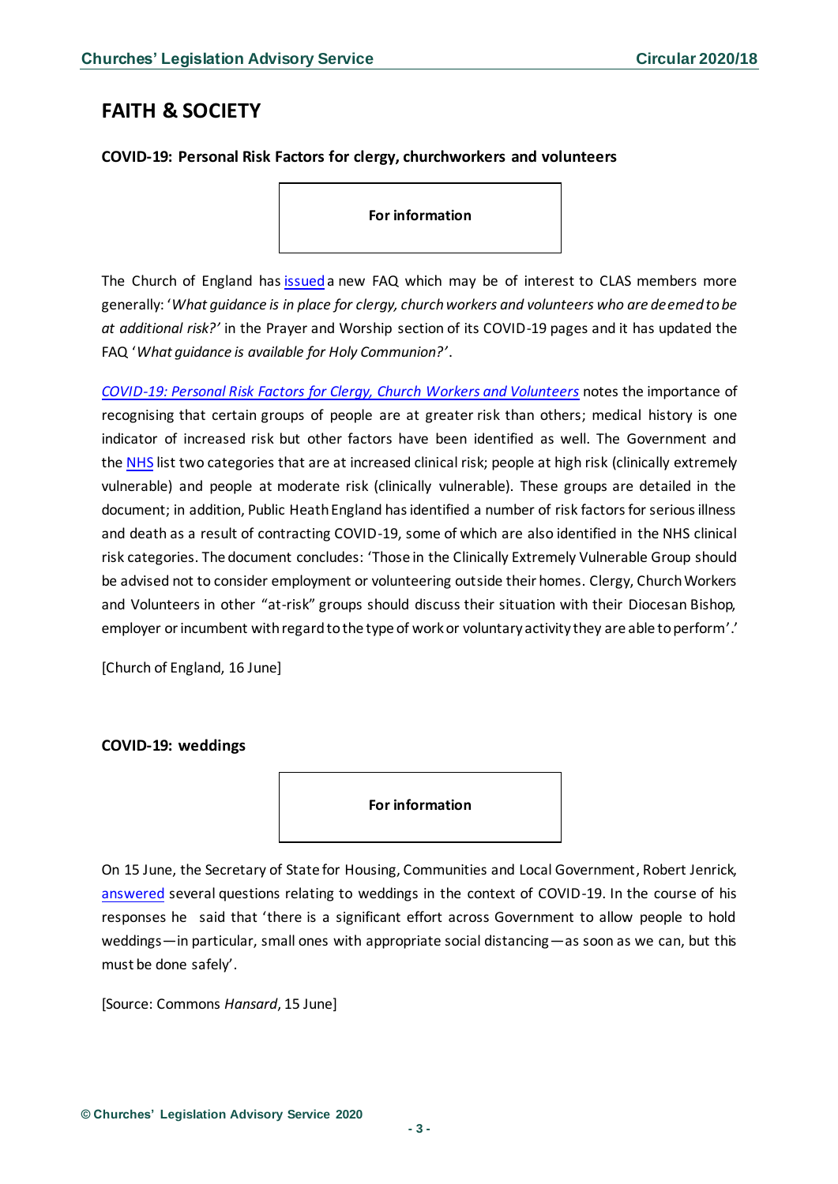# FAITH & SOCIETY

### COVID-19: Personal Risk Factors for clergy, churchworkers and volunteers

**For information**

The Church of England has issued a new FAQ which may be of interest to CLAS members more generally: '*What guidance is in place for clergy, church workers and volunteers who are deemed to be at additional risk?*' in the Prayer and Worship section of its COVID-19 pages and it has updated the FAQ '*What guidance is available for Holy Communion?*'.

*COVID-19: Personal Risk Factors for Clergy, Church Workers and Volunteers* notes the importance of recognising that certain groups of people are at greater risk than others; medical history is one indicator of increased risk but other factors have been identified as well. The Government and the NHS list two categories that are at increased clinical risk; people at high risk (clinically extremely vulnerable) and people at moderate risk (clinically vulnerable). These groups are detailed in the document; in addition, Public Heath England has identified a number of risk factors for serious illness and death as a result of contracting COVID-19, some of which are also identified in the NHS clinical risk categories. The document concludes: 'Those in the Clinically Extremely Vulnerable Group should be advised not to consider employment or volunteering outside their homes. Clergy, Church Workers and Volunteers in other "at-risk" groups should discuss their situation with their Diocesan Bishop, employer or incumbent with regard to the type of work or voluntary activity they are able to perform'.'

[Church of England, 16 June]

### COVID-19: weddings

**For information**

On 15 June, the Secretary of State for Housing, Communities and Local Government, Robert Jenrick, answered several questions relating to weddings in the context of COVID-19. In the course of his responses he said that 'there is a significant effort across Government to allow people to hold weddings—in particular, small ones with appropriate social distancing—as soon as we can, but this must be done safely'.

[Source: Commons *Hansard*, 15 June]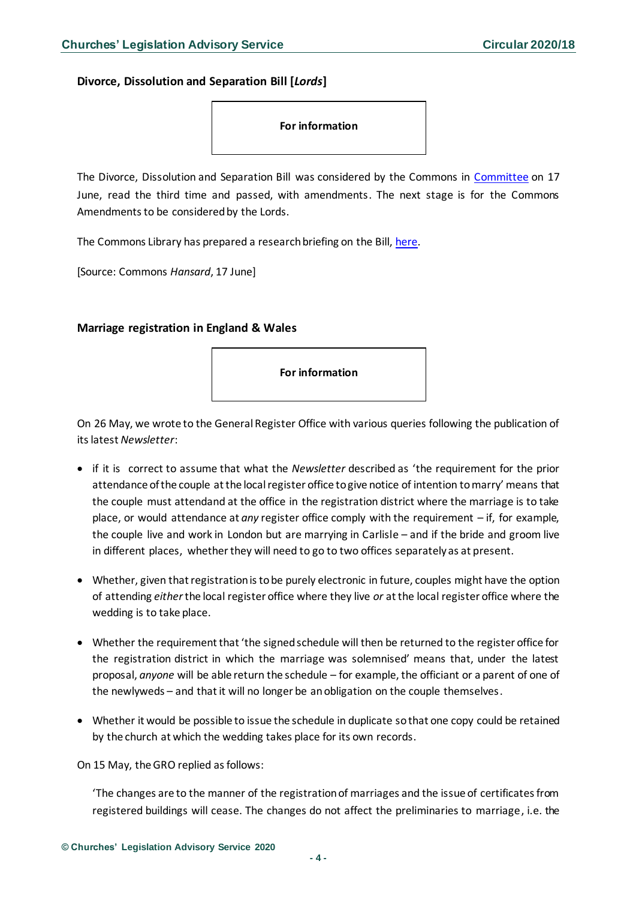### Divorce, Dissolution and Separation Bill [*Lords*]

**For information**

The Divorce, Dissolution and Separation Bill was considered by the Commons in Committee on 17 June, read the third time and passed, with amendments. The next stage is for the Commons Amendments to be considered by the Lords.

The Commons Library has prepared a research briefing on the Bill, here.

[Source: Commons *Hansard*, 17 June]

### Marriage registration in England & Wales

**For information**

On 26 May, we wrote to the General Register Office with various queries following the publication of its latest *Newsletter*:

- if it is correct to assume that what the *Newsletter* described as 'the requirement for the prior attendance of the couple at the local register office to give notice of intention to marry' means that the couple must attendand at the office in the registration district where the marriage is to take place, or would attendance at *any* register office comply with the requirement – if, for example, the couple live and work in London but are marrying in Carlisle – and if the bride and groom live in different places, whether they will need to go to two offices separately as at present.

- Whether, given that registration is to be purely electronic in future, couples might have the option of attending *either* the local register office where they live *or* at the local register office where the wedding is to take place.

- Whether the requirement that 'the signed schedule will then be returned to the register office for the registration district in which the marriage was solemnised' means that, under the latest proposal, *anyone* will be able return the schedule – for example, the officiant or a parent of one of the newlyweds – and that it will no longer be an obligation on the couple themselves.

- Whether it would be possible to issue the schedule in duplicate so that one copy could be retained by the church at which the wedding takes place for its own records.

On 15 May, the GRO replied as follows:

> 'The changes are to the manner of the registration of marriages and the issue of certificates from registered buildings will cease. The changes do not affect the preliminaries to marriage, i.e. the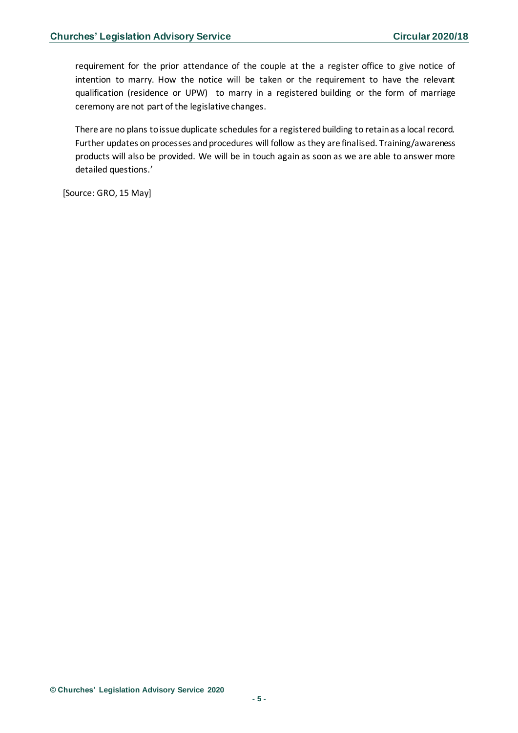requirement for the prior attendance of the couple at the a register office to give notice of intention to marry. How the notice will be taken or the requirement to have the relevant qualification (residence or UPW) to marry in a registered building or the form of marriage ceremony are not part of the legislative changes.

There are no plans to issue duplicate schedules for a registered building to retain as a local record. Further updates on processes and procedures will follow as they are finalised. Training/awareness products will also be provided. We will be in touch again as soon as we are able to answer more detailed questions.'

[Source: GRO, 15 May]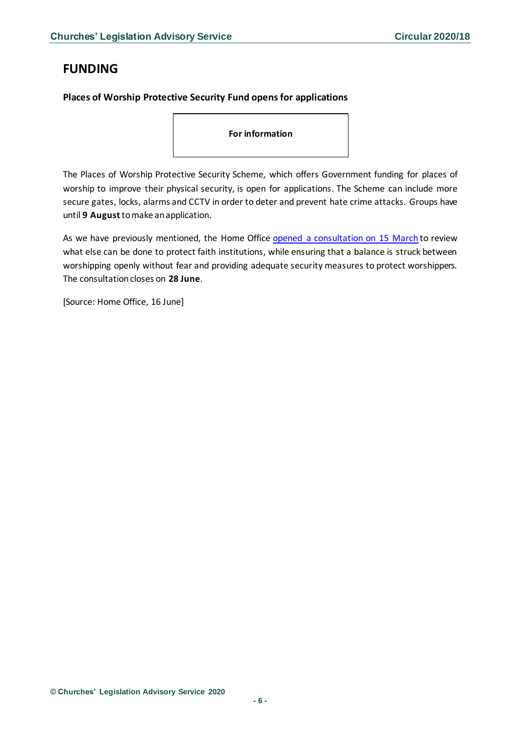# FUNDING

### Places of Worship Protective Security Fund opens for applications

**For information**

The Places of Worship Protective Security Scheme, which offers Government funding for places of worship to improve their physical security, is open for applications. The Scheme can include more secure gates, locks, alarms and CCTV in order to deter and prevent hate crime attacks. Groups have until **9 August** to make an application.

As we have previously mentioned, the Home Office opened a consultation on 15 March to review what else can be done to protect faith institutions, while ensuring that a balance is struck between worshipping openly without fear and providing adequate security measures to protect worshippers. The consultation closes on **28 June**.

[Source: Home Office, 16 June]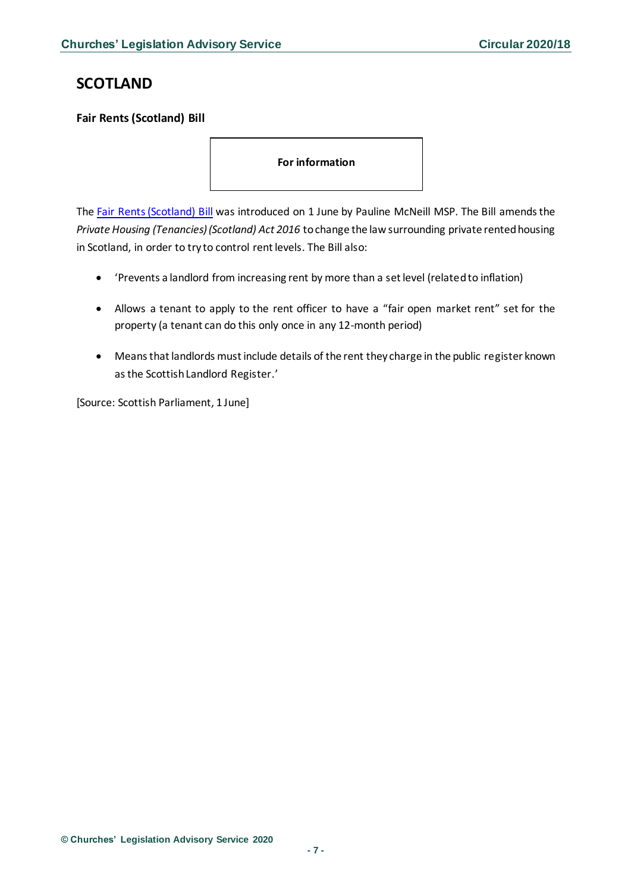# SCOTLAND

## Fair Rents (Scotland) Bill

**For information**

The Fair Rents (Scotland) Bill was introduced on 1 June by Pauline McNeill MSP. The Bill amends the *Private Housing (Tenancies) (Scotland) Act 2016* to change the law surrounding private rented housing in Scotland, in order to try to control rent levels. The Bill also:

- 'Prevents a landlord from increasing rent by more than a set level (related to inflation)
- Allows a tenant to apply to the rent officer to have a "fair open market rent" set for the property (a tenant can do this only once in any 12-month period)
- Means that landlords must include details of the rent they charge in the public register known as the Scottish Landlord Register.'

[Source: Scottish Parliament, 1 June]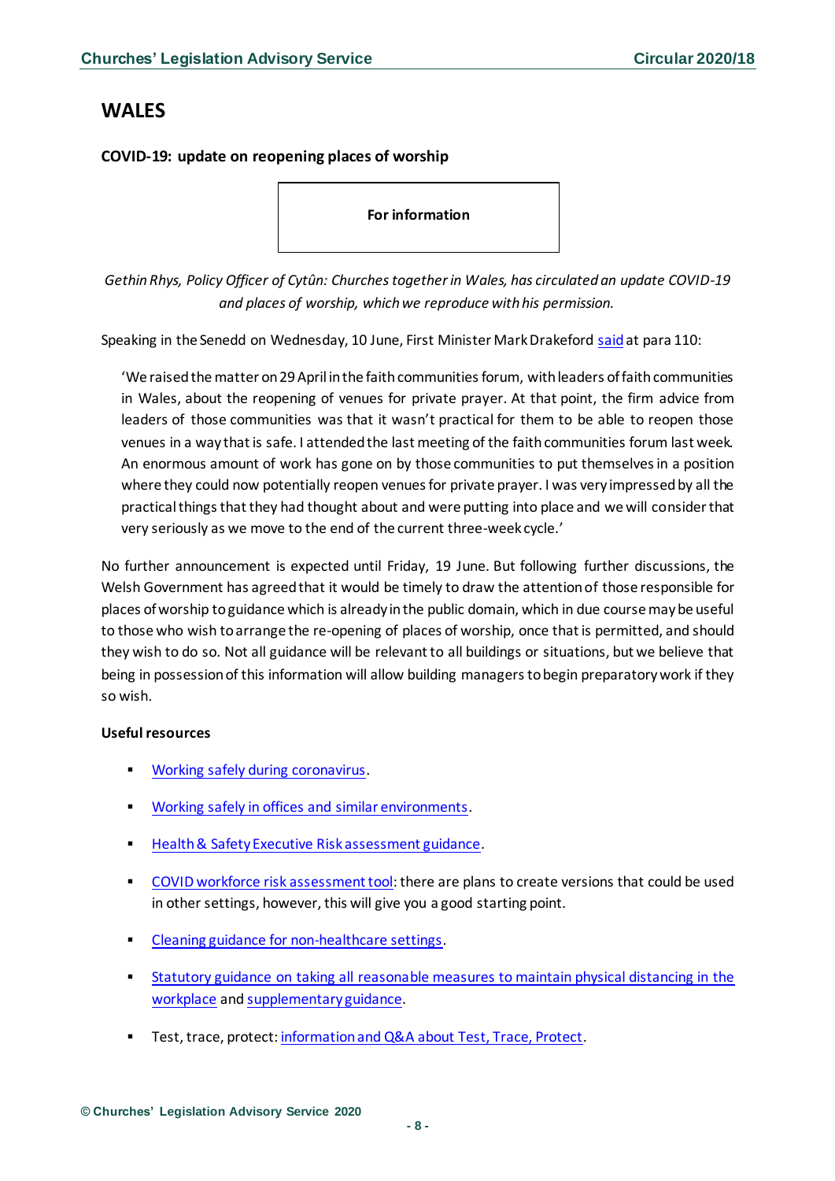## WALES

### COVID-19: update on reopening places of worship

**For information**

*Gethin Rhys, Policy Officer of Cytûn: Churches together in Wales, has circulated an update COVID-19 and places of worship, which we reproduce with his permission.*

Speaking in the Senedd on Wednesday, 10 June, First Minister Mark Drakeford said at para 110:

> 'We raised the matter on 29 April in the faith communities forum, with leaders of faith communities in Wales, about the reopening of venues for private prayer. At that point, the firm advice from leaders of those communities was that it wasn't practical for them to be able to reopen those venues in a way that is safe. I attended the last meeting of the faith communities forum last week. An enormous amount of work has gone on by those communities to put themselves in a position where they could now potentially reopen venues for private prayer. I was very impressed by all the practical things that they had thought about and were putting into place and we will consider that very seriously as we move to the end of the current three-week cycle.'

No further announcement is expected until Friday, 19 June. But following further discussions, the Welsh Government has agreed that it would be timely to draw the attention of those responsible for places of worship to guidance which is already in the public domain, which in due course may be useful to those who wish to arrange the re-opening of places of worship, once that is permitted, and should they wish to do so. Not all guidance will be relevant to all buildings or situations, but we believe that being in possession of this information will allow building managers to begin preparatory work if they so wish.

**Useful resources**

- Working safely during coronavirus.
- Working safely in offices and similar environments.
- Health & Safety Executive Risk assessment guidance.
- COVID workforce risk assessment tool: there are plans to create versions that could be used in other settings, however, this will give you a good starting point.
- Cleaning guidance for non-healthcare settings.
- Statutory guidance on taking all reasonable measures to maintain physical distancing in the workplace and supplementary guidance.
- Test, trace, protect: information and Q&A about Test, Trace, Protect.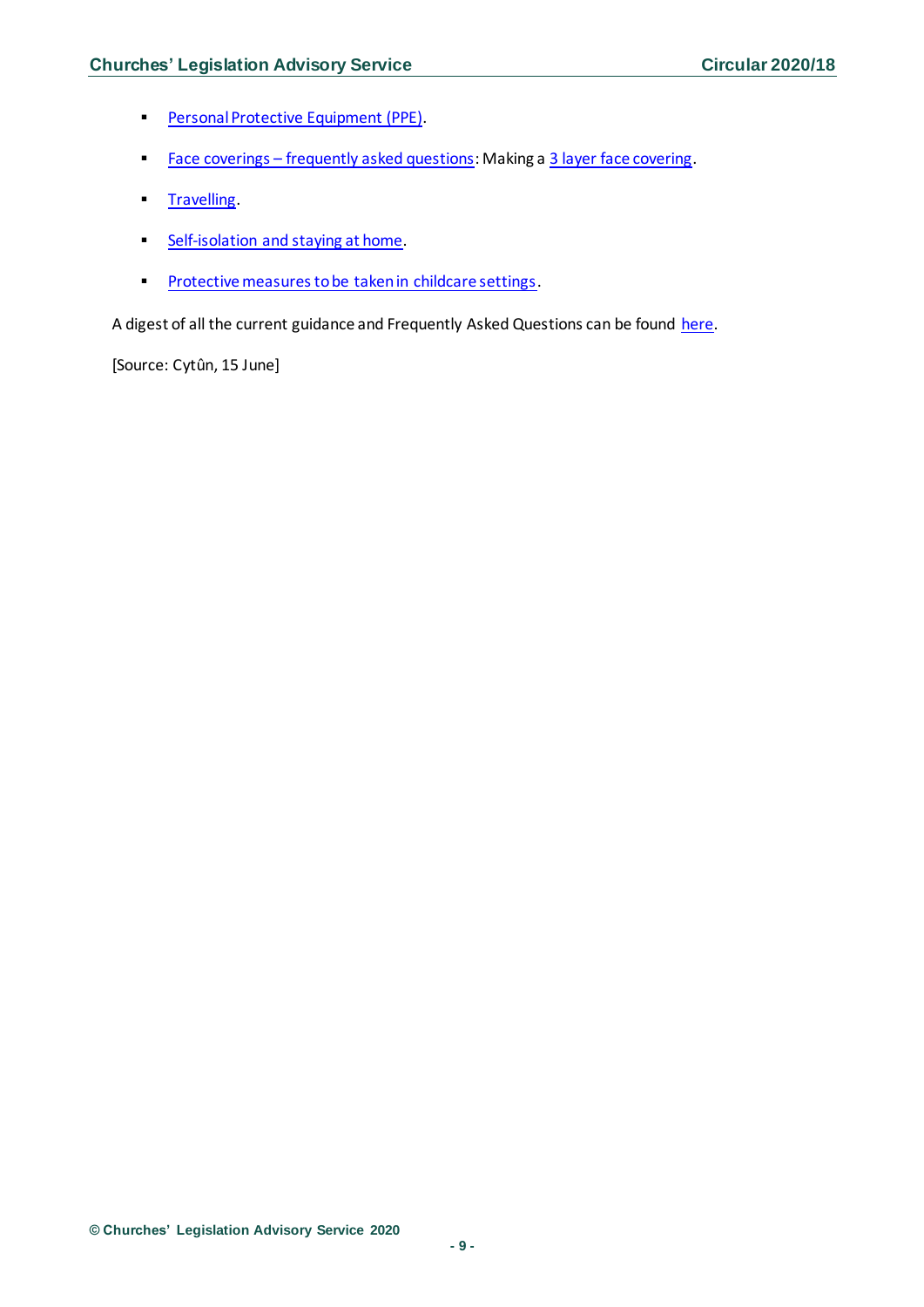- Personal Protective Equipment (PPE).
- Face coverings – frequently asked questions: Making a 3 layer face covering.
- Travelling.
- Self-isolation and staying at home.
- Protective measures to be taken in childcare settings.

A digest of all the current guidance and Frequently Asked Questions can be found here.

[Source: Cytûn, 15 June]

© Churches' Legislation Advisory Service 2020